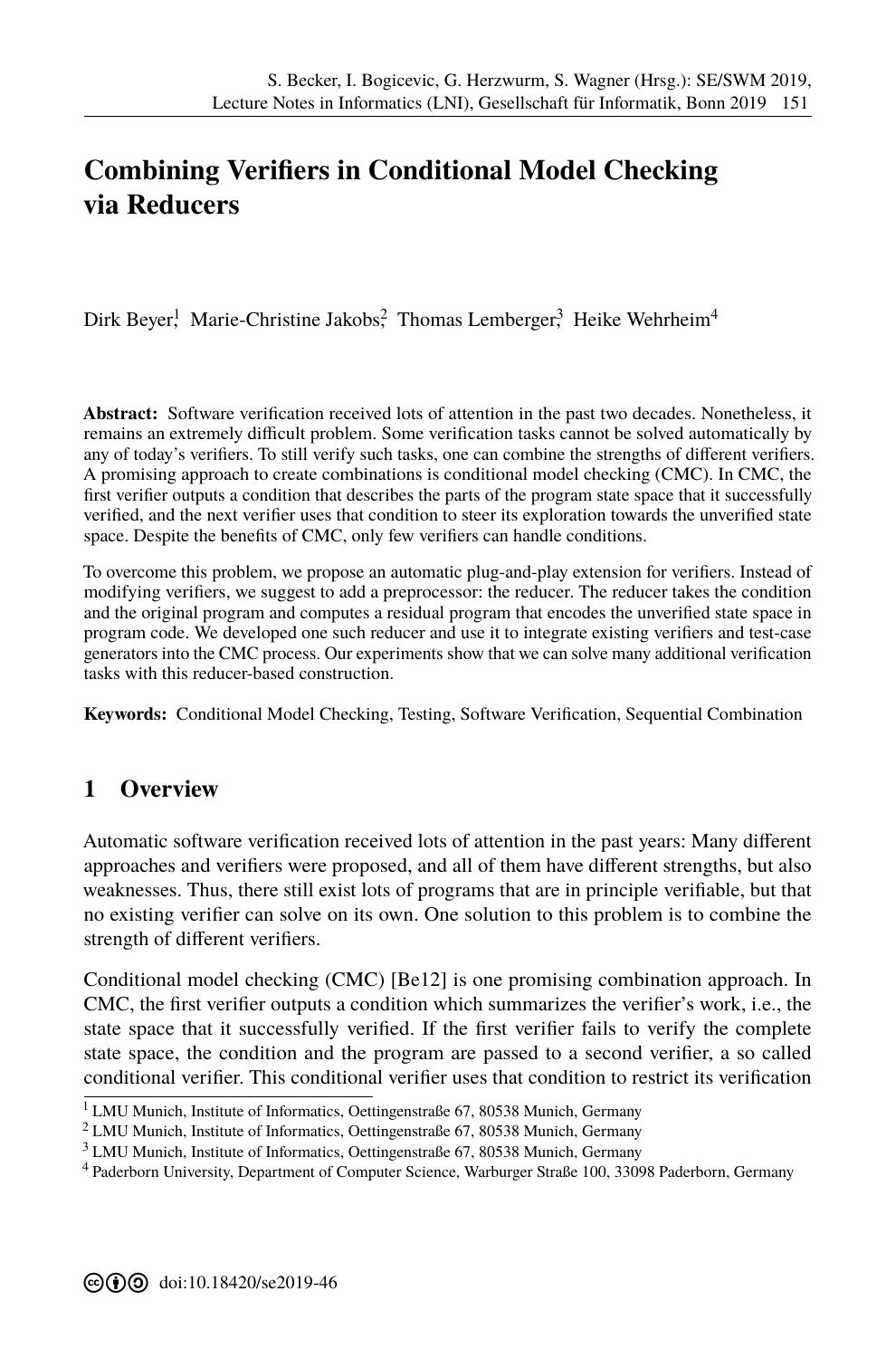# Combining Verifiers in Conditional Model Checking via Reducers

Dirk Beyer[1] Marie-Christine Jakobs[2] Thomas Lemberger[3] Heike Wehrheim[4]

**Abstract:** Software verification received lots of attention in the past two decades. Nonetheless, it remains an extremely difficult problem. Some verification tasks cannot be solved automatically by any of today's verifiers. To still verify such tasks, one can combine the strengths of different verifiers. A promising approach to create combinations is conditional model checking (CMC). In CMC, the first verifier outputs a condition that describes the parts of the program state space that it successfully verified, and the next verifier uses that condition to steer its exploration towards the unverified state space. Despite the benefits of CMC, only few verifiers can handle conditions.

To overcome this problem, we propose an automatic plug-and-play extension for verifiers. Instead of modifying verifiers, we suggest to add a preprocessor: the reducer. The reducer takes the condition and the original program and computes a residual program that encodes the unverified state space in program code. We developed one such reducer and use it to integrate existing verifiers and test-case generators into the CMC process. Our experiments show that we can solve many additional verification tasks with this reducer-based construction.

**Keywords:** Conditional Model Checking, Testing, Software Verification, Sequential Combination

## 1 Overview

Automatic software verification received lots of attention in the past years: Many different approaches and verifiers were proposed, and all of them have different strengths, but also weaknesses. Thus, there still exist lots of programs that are in principle verifiable, but that no existing verifier can solve on its own. One solution to this problem is to combine the strength of different verifiers.

Conditional model checking (CMC) [Be12] is one promising combination approach. In CMC, the first verifier outputs a condition which summarizes the verifier's work, i.e., the state space that it successfully verified. If the first verifier fails to verify the complete state space, the condition and the program are passed to a second verifier, a so called conditional verifier. This conditional verifier uses that condition to restrict its verification

[1] LMU Munich, Institute of Informatics, Oettingenstraße 67, 80538 Munich, Germany

[2] LMU Munich, Institute of Informatics, Oettingenstraße 67, 80538 Munich, Germany

[3] LMU Munich, Institute of Informatics, Oettingenstraße 67, 80538 Munich, Germany

[4] Paderborn University, Department of Computer Science, Warburger Straße 100, 33098 Paderborn, Germany

doi:10.18420/se2019-46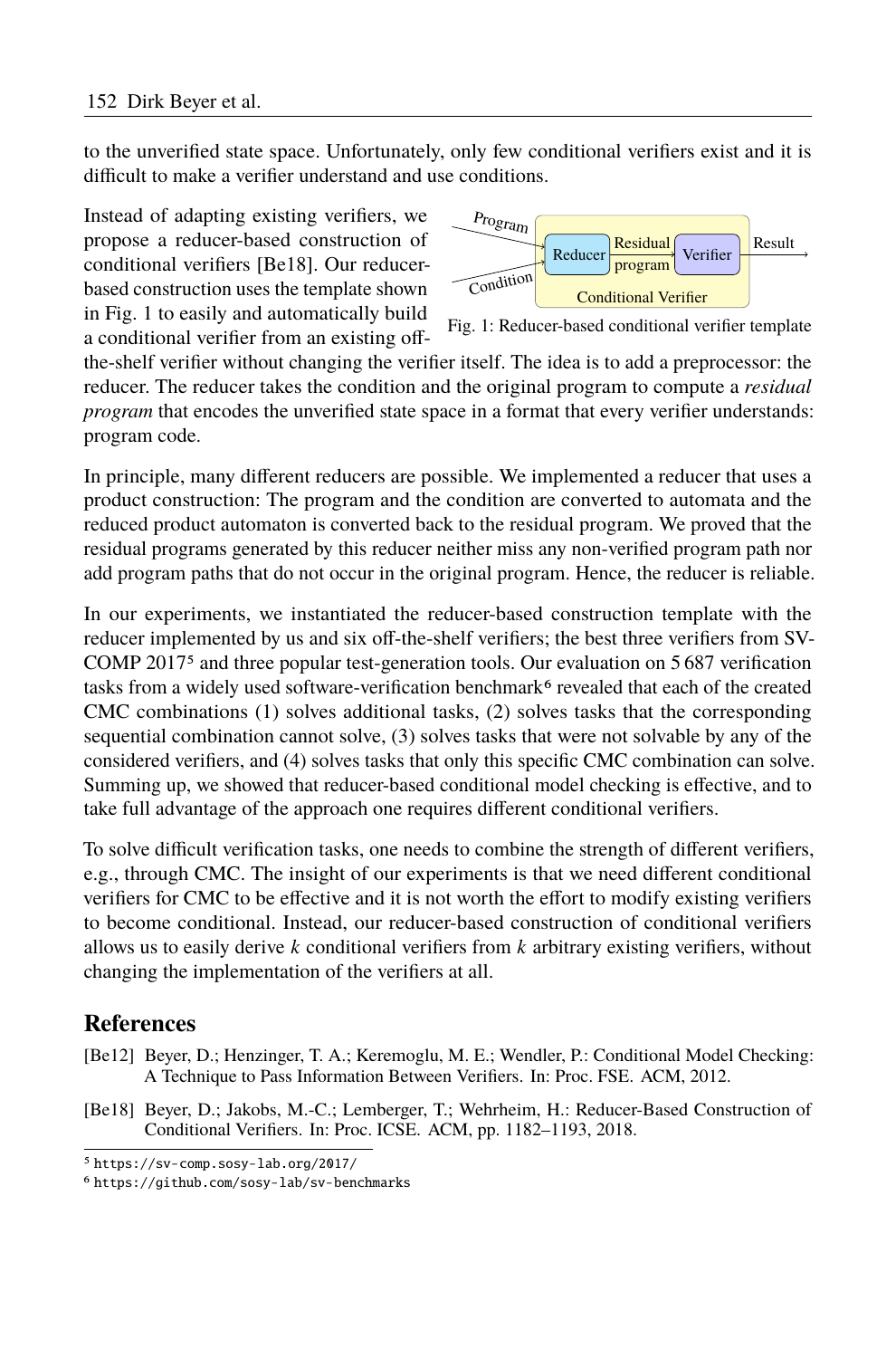to the unverified state space. Unfortunately, only few conditional verifiers exist and it is difficult to make a verifier understand and use conditions.

Instead of adapting existing verifiers, we propose a reducer-based construction of conditional verifiers [Be18]. Our reducer-based construction uses the template shown in Fig. 1 to easily and automatically build a conditional verifier from an existing off-the-shelf verifier without changing the verifier itself. The idea is to add a preprocessor: the reducer. The reducer takes the condition and the original program to compute a *residual program* that encodes the unverified state space in a format that every verifier understands: program code.

Program
Condition
Reducer
Residual program
Verifier
Result
Conditional Verifier

Fig. 1: Reducer-based conditional verifier template

In principle, many different reducers are possible. We implemented a reducer that uses a product construction: The program and the condition are converted to automata and the reduced product automaton is converted back to the residual program. We proved that the residual programs generated by this reducer neither miss any non-verified program path nor add program paths that do not occur in the original program. Hence, the reducer is reliable.

In our experiments, we instantiated the reducer-based construction template with the reducer implemented by us and six off-the-shelf verifiers; the best three verifiers from SV-COMP 2017[5] and three popular test-generation tools. Our evaluation on 5 687 verification tasks from a widely used software-verification benchmark[6] revealed that each of the created CMC combinations (1) solves additional tasks, (2) solves tasks that the corresponding sequential combination cannot solve, (3) solves tasks that were not solvable by any of the considered verifiers, and (4) solves tasks that only this specific CMC combination can solve. Summing up, we showed that reducer-based conditional model checking is effective, and to take full advantage of the approach one requires different conditional verifiers.

To solve difficult verification tasks, one needs to combine the strength of different verifiers, e.g., through CMC. The insight of our experiments is that we need different conditional verifiers for CMC to be effective and it is not worth the effort to modify existing verifiers to become conditional. Instead, our reducer-based construction of conditional verifiers allows us to easily derive $k$ conditional verifiers from $k$ arbitrary existing verifiers, without changing the implementation of the verifiers at all.

## References

[Be12] Beyer, D.; Henzinger, T. A.; Keremoglu, M. E.; Wendler, P.: Conditional Model Checking: A Technique to Pass Information Between Verifiers. In: Proc. FSE. ACM, 2012.

[Be18] Beyer, D.; Jakobs, M.-C.; Lemberger, T.; Wehrheim, H.: Reducer-Based Construction of Conditional Verifiers. In: Proc. ICSE. ACM, pp. 1182–1193, 2018.

[5] https://sv-comp.sosy-lab.org/2017/

[6] https://github.com/sosy-lab/sv-benchmarks